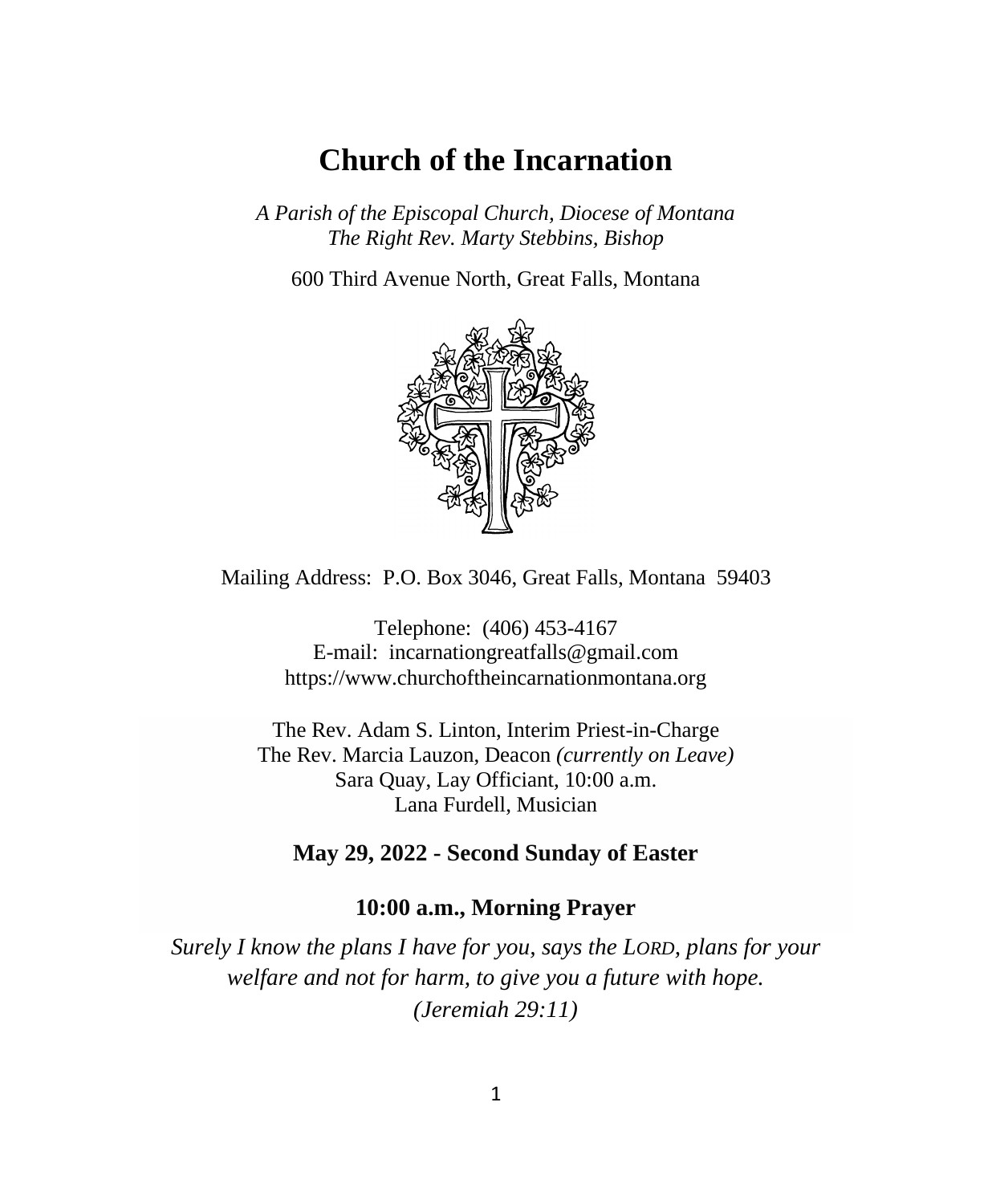# Church of the Incarnation

*A Parish of the Episcopal Church, Diocese of Montana*
*The Right Rev. Marty Stebbins, Bishop*

600 Third Avenue North, Great Falls, Montana

Mailing Address: P.O. Box 3046, Great Falls, Montana 59403

Telephone: (406) 453-4167
E-mail: incarnationgreatfalls@gmail.com
https://www.churchoftheincarnationmontana.org

The Rev. Adam S. Linton, Interim Priest-in-Charge
The Rev. Marcia Lauzon, Deacon *(currently on Leave)*
Sara Quay, Lay Officiant, 10:00 a.m.
Lana Furdell, Musician

**May 29, 2022 - Second Sunday of Easter**

**10:00 a.m., Morning Prayer**

*Surely I know the plans I have for you, says the LORD, plans for your welfare and not for harm, to give you a future with hope. (Jeremiah 29:11)*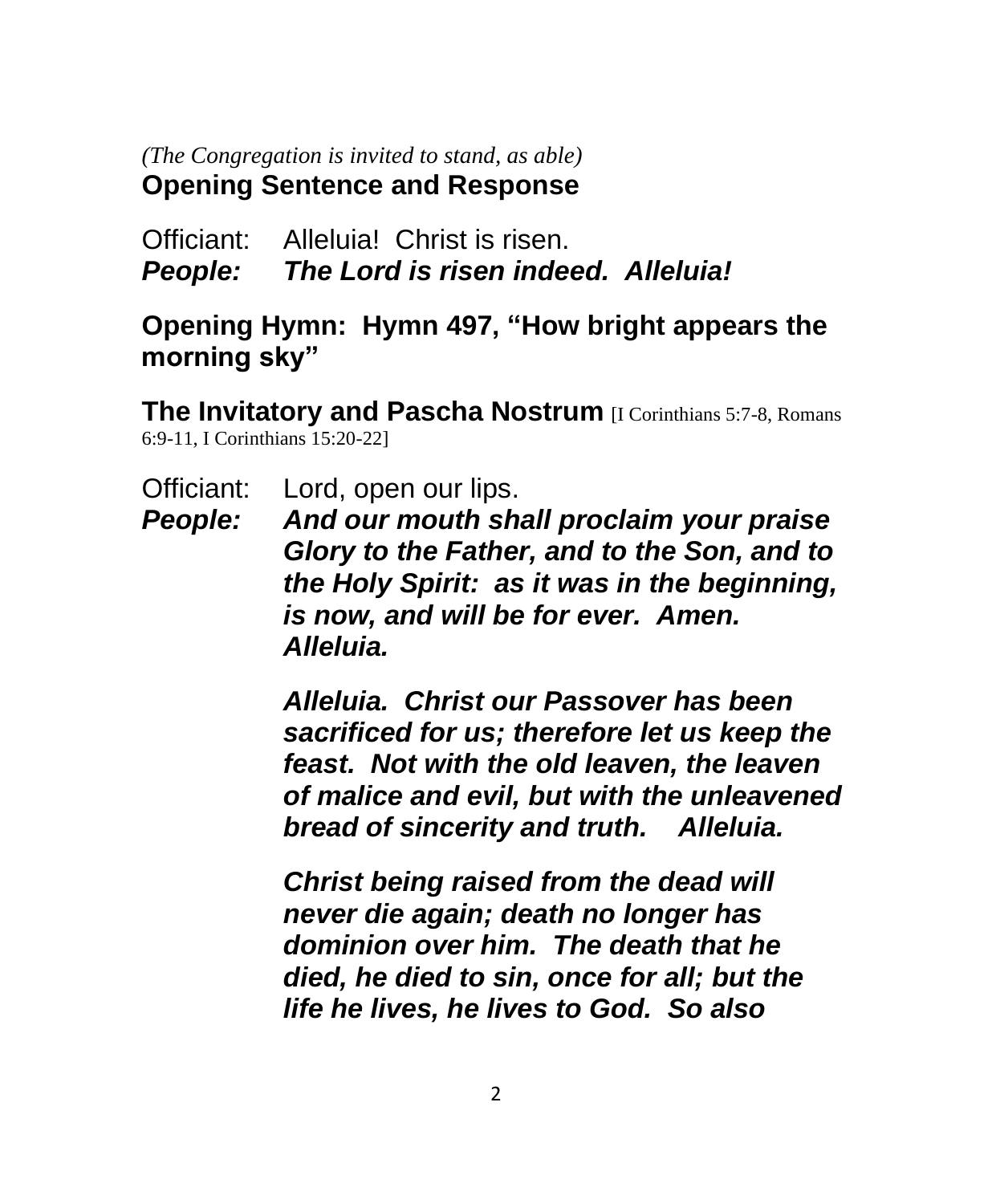*(The Congregation is invited to stand, as able)*

## Opening Sentence and Response

Officiant: Alleluia! Christ is risen.
***People: The Lord is risen indeed. Alleluia!***

## Opening Hymn: Hymn 497, "How bright appears the morning sky"

## The Invitatory and Pascha Nostrum [I Corinthians 5:7-8, Romans 6:9-11, I Corinthians 15:20-22]

Officiant: Lord, open our lips.
***People: And our mouth shall proclaim your praise Glory to the Father, and to the Son, and to the Holy Spirit: as it was in the beginning, is now, and will be for ever. Amen. Alleluia.***

***Alleluia. Christ our Passover has been sacrificed for us; therefore let us keep the feast. Not with the old leaven, the leaven of malice and evil, but with the unleavened bread of sincerity and truth. Alleluia.***

***Christ being raised from the dead will never die again; death no longer has dominion over him. The death that he died, he died to sin, once for all; but the life he lives, he lives to God. So also***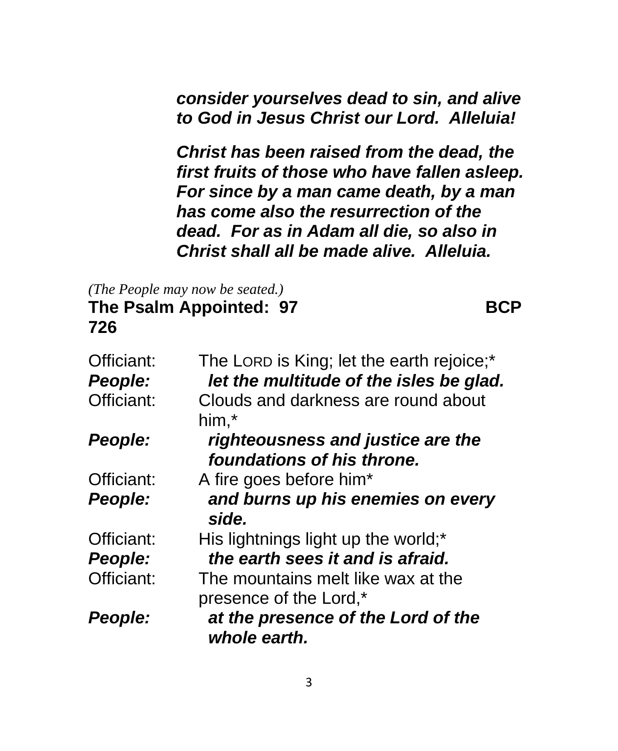***consider yourselves dead to sin, and alive to God in Jesus Christ our Lord. Alleluia!***

***Christ has been raised from the dead, the first fruits of those who have fallen asleep. For since by a man came death, by a man has come also the resurrection of the dead. For as in Adam all die, so also in Christ shall all be made alive. Alleluia.***

*(The People may now be seated.)*

**The Psalm Appointed: 97 BCP 726**

Officiant: The LORD is King; let the earth rejoice;*
***People: let the multitude of the isles be glad.***
Officiant: Clouds and darkness are round about him,*
***People: righteousness and justice are the foundations of his throne.***
Officiant: A fire goes before him*
***People: and burns up his enemies on every side.***
Officiant: His lightnings light up the world;*
***People: the earth sees it and is afraid.***
Officiant: The mountains melt like wax at the presence of the Lord,*
***People: at the presence of the Lord of the whole earth.***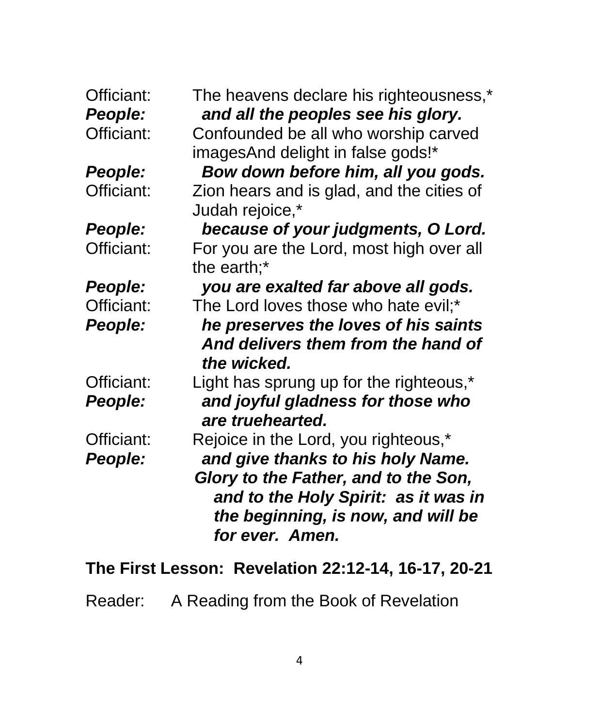Officiant: The heavens declare his righteousness,*
***People:*** ***and all the peoples see his glory.***
Officiant: Confounded be all who worship carved imagesAnd delight in false gods!*
***People:*** ***Bow down before him, all you gods.***
Officiant: Zion hears and is glad, and the cities of Judah rejoice,*
***People:*** ***because of your judgments, O Lord.***
Officiant: For you are the Lord, most high over all the earth;*
***People:*** ***you are exalted far above all gods.***
Officiant: The Lord loves those who hate evil;*
***People:*** ***he preserves the loves of his saints And delivers them from the hand of the wicked.***
Officiant: Light has sprung up for the righteous,*
***People:*** ***and joyful gladness for those who are truehearted.***
Officiant: Rejoice in the Lord, you righteous,*
***People:*** ***and give thanks to his holy Name.***
***Glory to the Father, and to the Son, and to the Holy Spirit: as it was in the beginning, is now, and will be for ever. Amen.***

**The First Lesson: Revelation 22:12-14, 16-17, 20-21**

Reader: A Reading from the Book of Revelation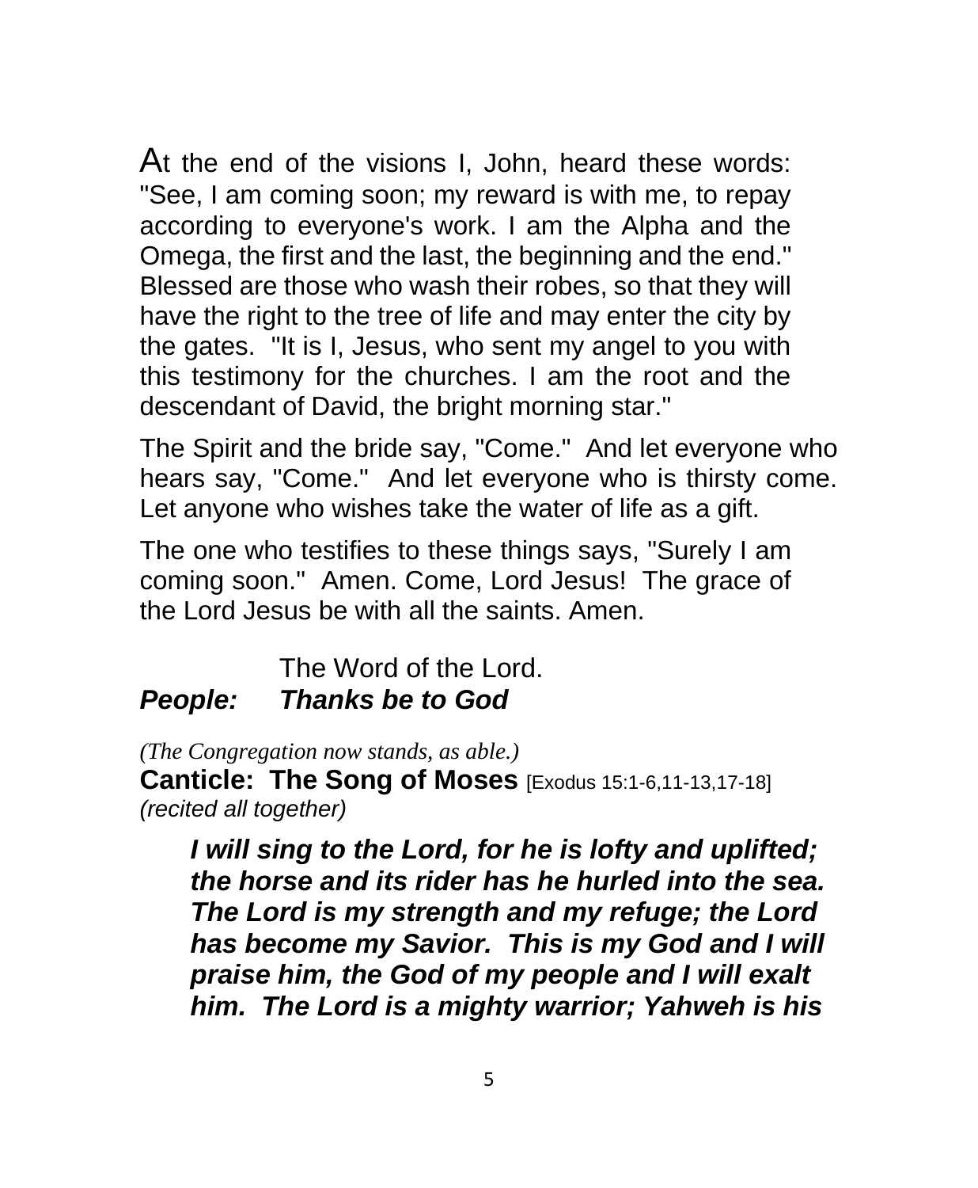At the end of the visions I, John, heard these words: "See, I am coming soon; my reward is with me, to repay according to everyone's work. I am the Alpha and the Omega, the first and the last, the beginning and the end." Blessed are those who wash their robes, so that they will have the right to the tree of life and may enter the city by the gates. "It is I, Jesus, who sent my angel to you with this testimony for the churches. I am the root and the descendant of David, the bright morning star."

The Spirit and the bride say, "Come." And let everyone who hears say, "Come." And let everyone who is thirsty come. Let anyone who wishes take the water of life as a gift.

The one who testifies to these things says, "Surely I am coming soon." Amen. Come, Lord Jesus! The grace of the Lord Jesus be with all the saints. Amen.

The Word of the Lord.
***People:*** ***Thanks be to God***

*(The Congregation now stands, as able.)*
**Canticle: The Song of Moses** [Exodus 15:1-6,11-13,17-18]
*(recited all together)*

> ***I will sing to the Lord, for he is lofty and uplifted; the horse and its rider has he hurled into the sea. The Lord is my strength and my refuge; the Lord has become my Savior. This is my God and I will praise him, the God of my people and I will exalt him. The Lord is a mighty warrior; Yahweh is his***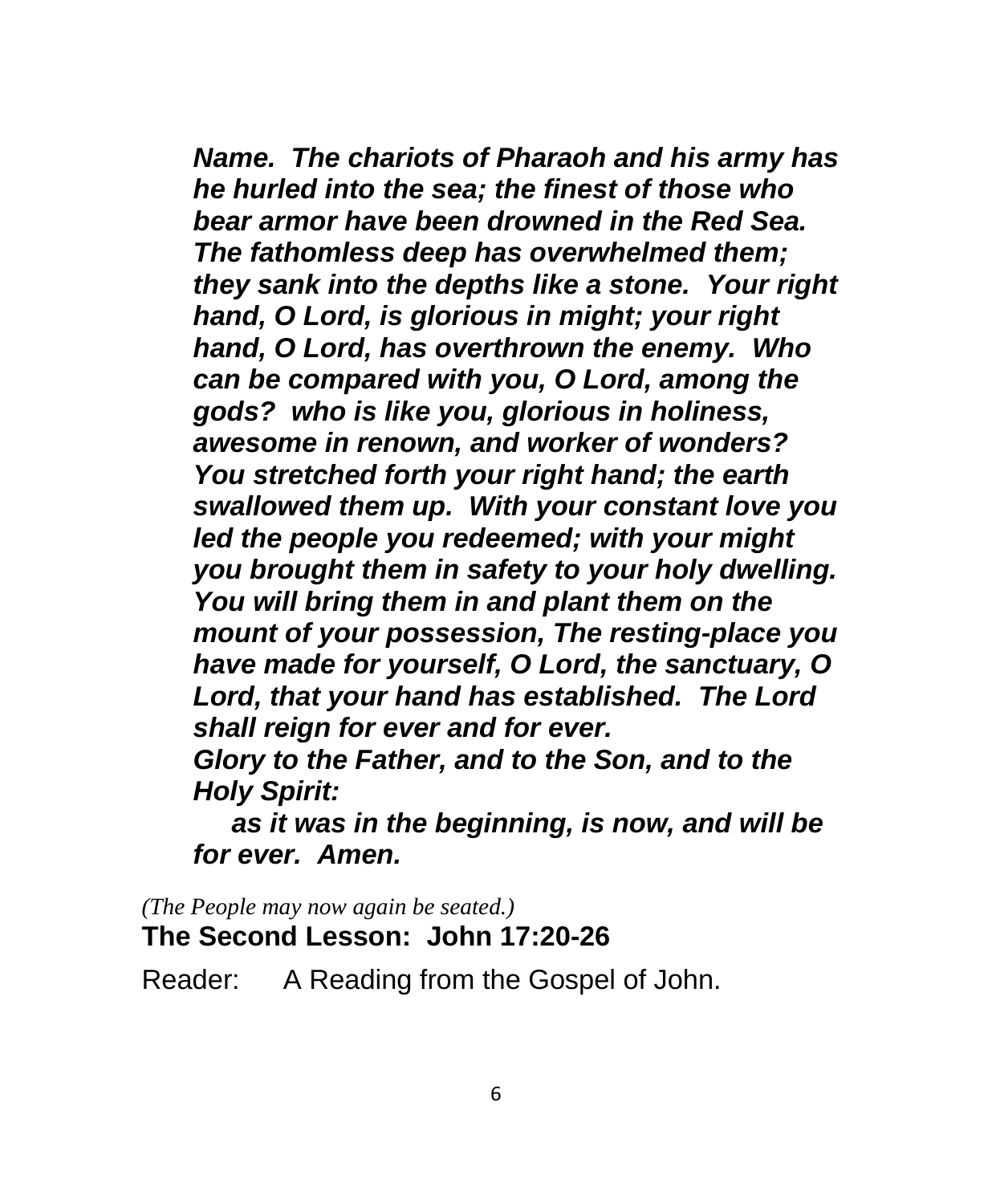***Name. The chariots of Pharaoh and his army has he hurled into the sea; the finest of those who bear armor have been drowned in the Red Sea. The fathomless deep has overwhelmed them; they sank into the depths like a stone. Your right hand, O Lord, is glorious in might; your right hand, O Lord, has overthrown the enemy. Who can be compared with you, O Lord, among the gods? who is like you, glorious in holiness, awesome in renown, and worker of wonders? You stretched forth your right hand; the earth swallowed them up. With your constant love you led the people you redeemed; with your might you brought them in safety to your holy dwelling. You will bring them in and plant them on the mount of your possession, The resting-place you have made for yourself, O Lord, the sanctuary, O Lord, that your hand has established. The Lord shall reign for ever and for ever.***

***Glory to the Father, and to the Son, and to the Holy Spirit:***

***as it was in the beginning, is now, and will be for ever. Amen.***

*(The People may now again be seated.)*

**The Second Lesson: John 17:20-26**

Reader: A Reading from the Gospel of John.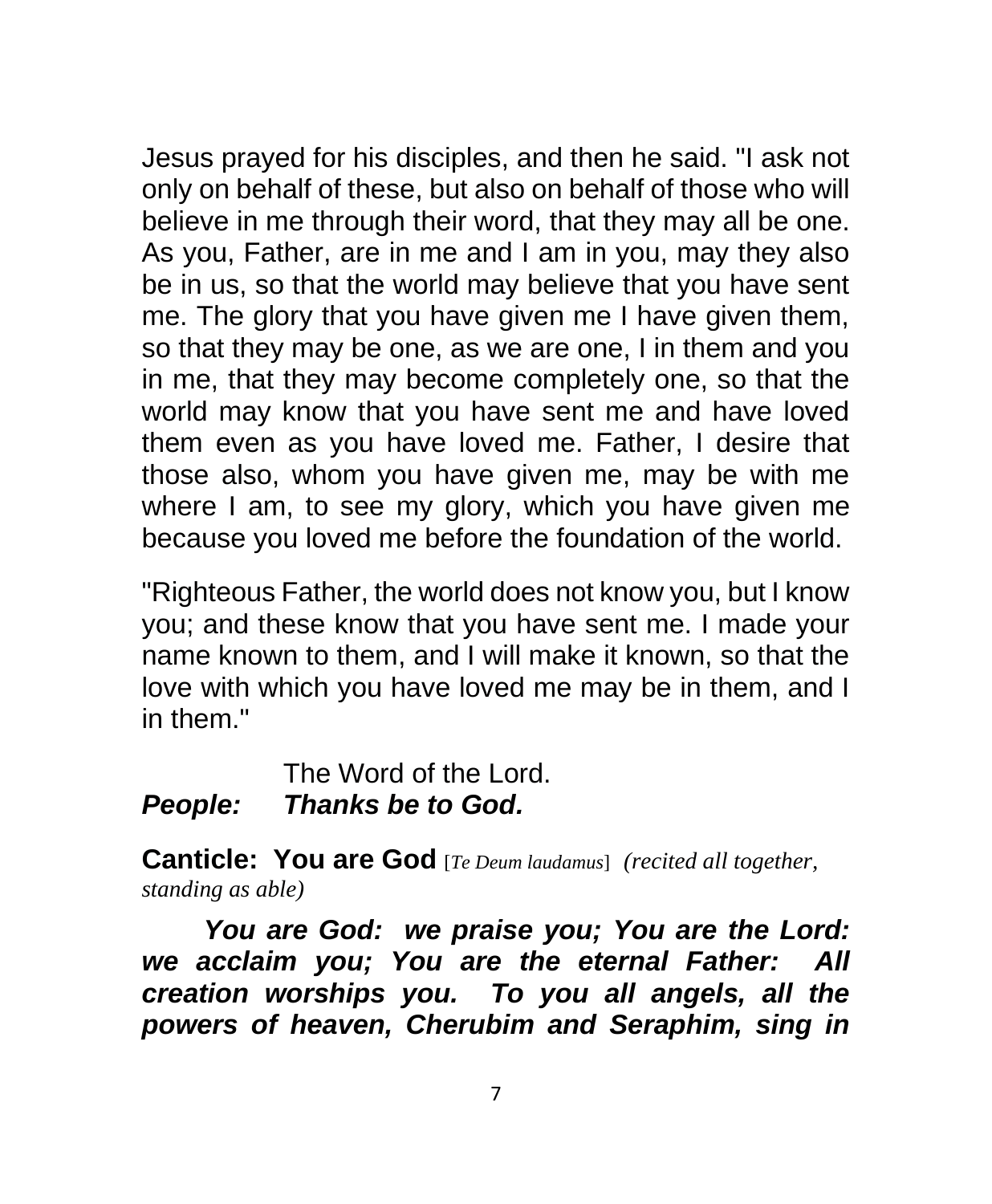Jesus prayed for his disciples, and then he said. "I ask not only on behalf of these, but also on behalf of those who will believe in me through their word, that they may all be one. As you, Father, are in me and I am in you, may they also be in us, so that the world may believe that you have sent me. The glory that you have given me I have given them, so that they may be one, as we are one, I in them and you in me, that they may become completely one, so that the world may know that you have sent me and have loved them even as you have loved me. Father, I desire that those also, whom you have given me, may be with me where I am, to see my glory, which you have given me because you loved me before the foundation of the world.

"Righteous Father, the world does not know you, but I know you; and these know that you have sent me. I made your name known to them, and I will make it known, so that the love with which you have loved me may be in them, and I in them."

The Word of the Lord.  
***People:*** ***Thanks be to God.***

**Canticle: You are God** [*Te Deum laudamus*] *(recited all together, standing as able)*

***You are God: we praise you; You are the Lord: we acclaim you; You are the eternal Father: All creation worships you. To you all angels, all the powers of heaven, Cherubim and Seraphim, sing in***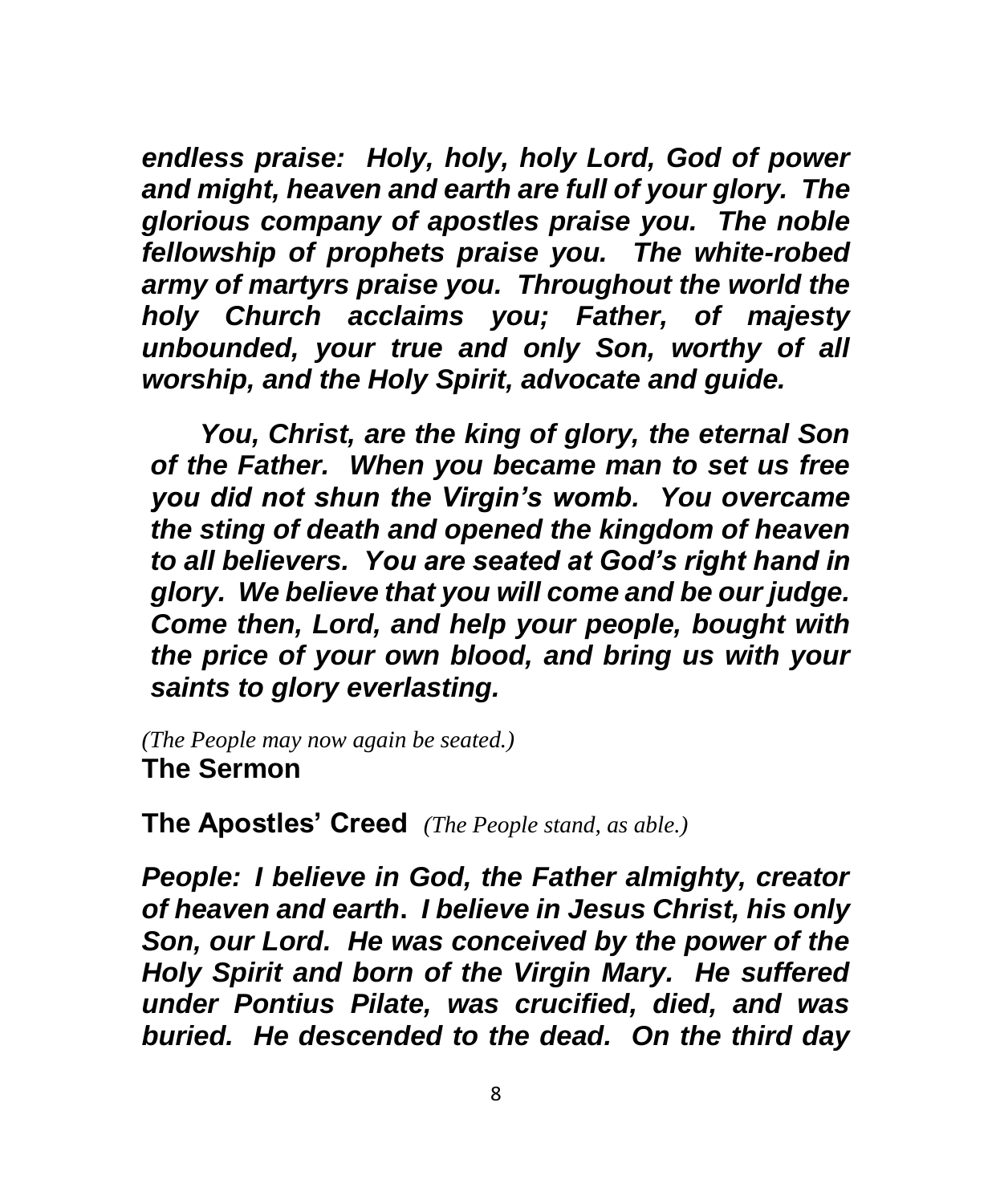***endless praise: Holy, holy, holy Lord, God of power and might, heaven and earth are full of your glory. The glorious company of apostles praise you. The noble fellowship of prophets praise you. The white-robed army of martyrs praise you. Throughout the world the holy Church acclaims you; Father, of majesty unbounded, your true and only Son, worthy of all worship, and the Holy Spirit, advocate and guide.***

***You, Christ, are the king of glory, the eternal Son of the Father. When you became man to set us free you did not shun the Virgin's womb. You overcame the sting of death and opened the kingdom of heaven to all believers. You are seated at God's right hand in glory. We believe that you will come and be our judge. Come then, Lord, and help your people, bought with the price of your own blood, and bring us with your saints to glory everlasting.***

*(The People may now again be seated.)*

**The Sermon**

**The Apostles' Creed** *(The People stand, as able.)*

***People: I believe in God, the Father almighty, creator of heaven and earth. I believe in Jesus Christ, his only Son, our Lord. He was conceived by the power of the Holy Spirit and born of the Virgin Mary. He suffered under Pontius Pilate, was crucified, died, and was buried. He descended to the dead. On the third day***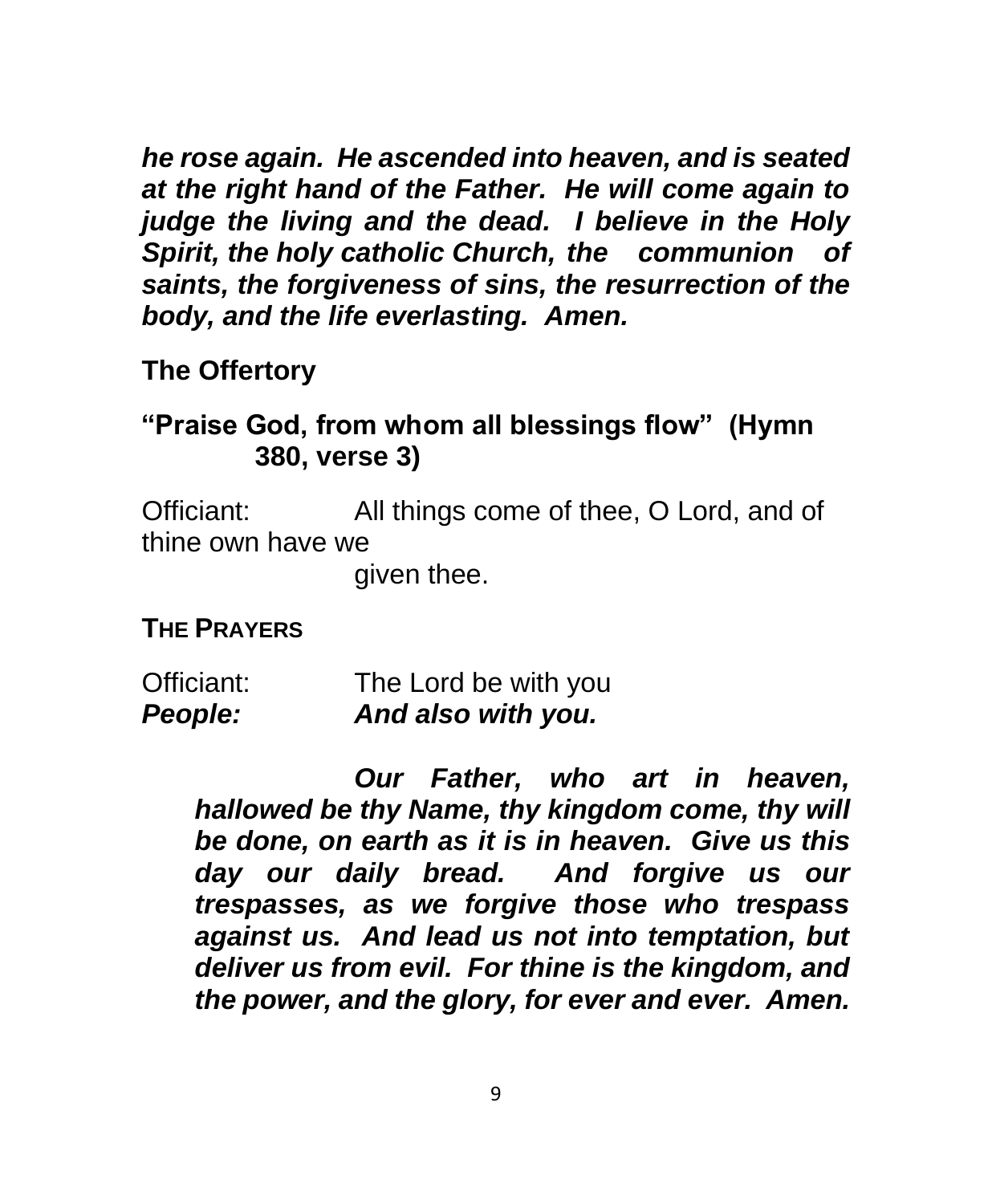***he rose again. He ascended into heaven, and is seated at the right hand of the Father. He will come again to judge the living and the dead. I believe in the Holy Spirit, the holy catholic Church, the communion of saints, the forgiveness of sins, the resurrection of the body, and the life everlasting. Amen.***

**The Offertory**

**"Praise God, from whom all blessings flow" (Hymn 380, verse 3)**

Officiant: All things come of thee, O Lord, and of thine own have we given thee.

**THE PRAYERS**

Officiant: The Lord be with you
***People: And also with you.***

***Our Father, who art in heaven, hallowed be thy Name, thy kingdom come, thy will be done, on earth as it is in heaven. Give us this day our daily bread. And forgive us our trespasses, as we forgive those who trespass against us. And lead us not into temptation, but deliver us from evil. For thine is the kingdom, and the power, and the glory, for ever and ever. Amen.***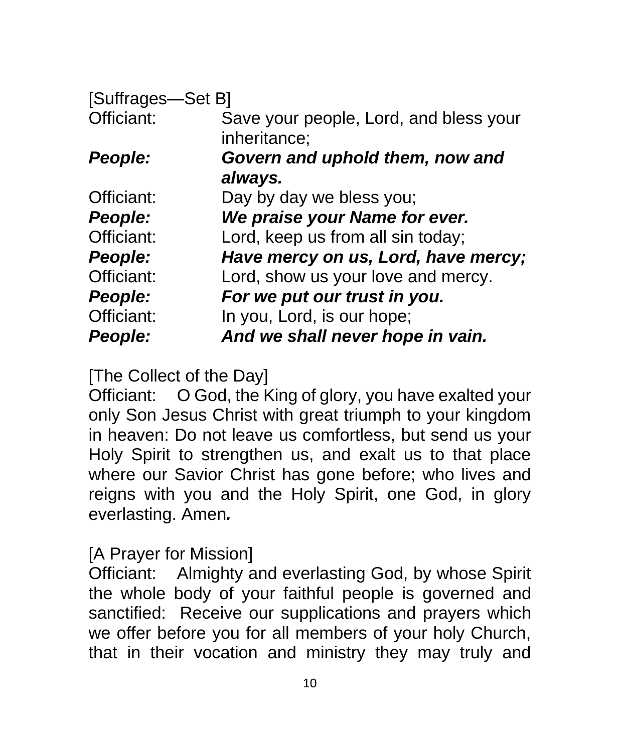[Suffrages—Set B]

Officiant: Save your people, Lord, and bless your inheritance;

***People: Govern and uphold them, now and always.***

Officiant: Day by day we bless you;

***People: We praise your Name for ever.***

Officiant: Lord, keep us from all sin today;

***People: Have mercy on us, Lord, have mercy;***

Officiant: Lord, show us your love and mercy.

***People: For we put our trust in you.***

Officiant: In you, Lord, is our hope;

***People: And we shall never hope in vain.***

[The Collect of the Day]

Officiant: O God, the King of glory, you have exalted your only Son Jesus Christ with great triumph to your kingdom in heaven: Do not leave us comfortless, but send us your Holy Spirit to strengthen us, and exalt us to that place where our Savior Christ has gone before; who lives and reigns with you and the Holy Spirit, one God, in glory everlasting. Amen***.***

[A Prayer for Mission]

Officiant: Almighty and everlasting God, by whose Spirit the whole body of your faithful people is governed and sanctified: Receive our supplications and prayers which we offer before you for all members of your holy Church, that in their vocation and ministry they may truly and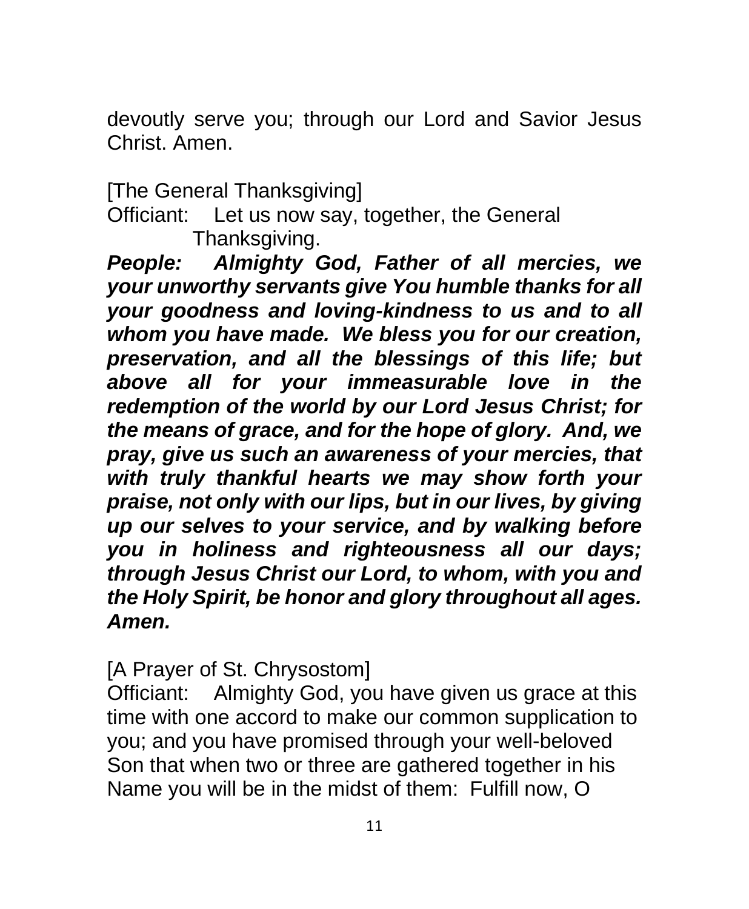devoutly serve you; through our Lord and Savior Jesus Christ. Amen.

[The General Thanksgiving]

Officiant: Let us now say, together, the General Thanksgiving.

***People: Almighty God, Father of all mercies, we your unworthy servants give You humble thanks for all your goodness and loving-kindness to us and to all whom you have made. We bless you for our creation, preservation, and all the blessings of this life; but above all for your immeasurable love in the redemption of the world by our Lord Jesus Christ; for the means of grace, and for the hope of glory. And, we pray, give us such an awareness of your mercies, that with truly thankful hearts we may show forth your praise, not only with our lips, but in our lives, by giving up our selves to your service, and by walking before you in holiness and righteousness all our days; through Jesus Christ our Lord, to whom, with you and the Holy Spirit, be honor and glory throughout all ages. Amen.***

[A Prayer of St. Chrysostom]

Officiant: Almighty God, you have given us grace at this time with one accord to make our common supplication to you; and you have promised through your well-beloved Son that when two or three are gathered together in his Name you will be in the midst of them: Fulfill now, O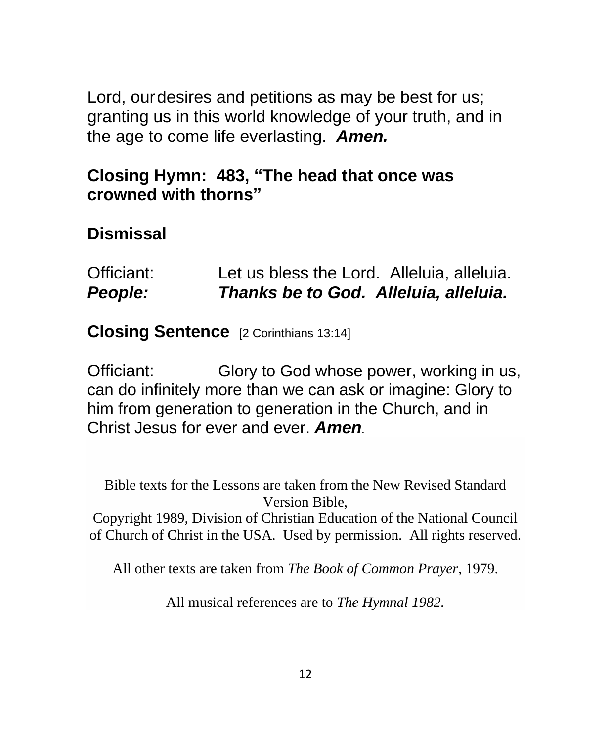Lord, our desires and petitions as may be best for us; granting us in this world knowledge of your truth, and in the age to come life everlasting. ***Amen.***

## Closing Hymn: 483, "The head that once was crowned with thorns"

## Dismissal

Officiant: Let us bless the Lord. Alleluia, alleluia.
***People: Thanks be to God. Alleluia, alleluia.***

## Closing Sentence [2 Corinthians 13:14]

Officiant: Glory to God whose power, working in us, can do infinitely more than we can ask or imagine: Glory to him from generation to generation in the Church, and in Christ Jesus for ever and ever. ***Amen.***

Bible texts for the Lessons are taken from the New Revised Standard Version Bible,
Copyright 1989, Division of Christian Education of the National Council of Church of Christ in the USA. Used by permission. All rights reserved.

All other texts are taken from *The Book of Common Prayer*, 1979.

All musical references are to *The Hymnal 1982.*